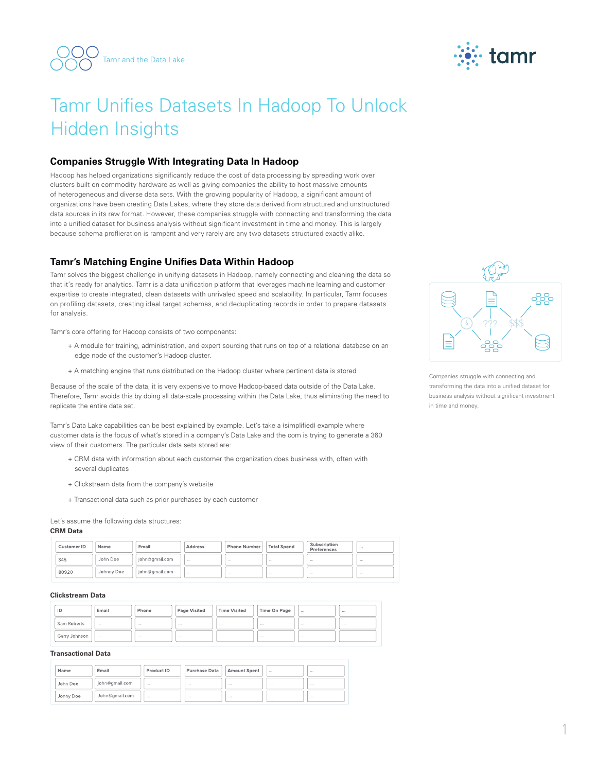# Tamr Unifies Datasets In Hadoop To Unlock Hidden Insights

## Companies Struggle With Integrating Data In Hadoop

Hadoop has helped organizations significantly reduce the cost of data processing by spreading work over clusters built on commodity hardware as well as giving companies the ability to host massive amounts of heterogeneous and diverse data sets. With the growing popularity of Hadoop, a significant amount of organizations have been creating Data Lakes, where they store data derived from structured and unstructured data sources in its raw format. However, these companies struggle with connecting and transforming the data into a unified dataset for business analysis without significant investment in time and money. This is largely because schema proflieration is rampant and very rarely are any two datasets structured exactly alike.

## Tamr's Matching Engine Unifies Data Within Hadoop

Tamr solves the biggest challenge in unifying datasets in Hadoop, namely connecting and cleaning the data so that it's ready for analytics. Tamr is a data unification platform that leverages machine learning and customer expertise to create integrated, clean datasets with unrivaled speed and scalability. In particular, Tamr focuses on profiling datasets, creating ideal target schemas, and deduplicating records in order to prepare datasets for analysis.

Tamr's core offering for Hadoop consists of two components:

+ A module for training, administration, and expert sourcing that runs on top of a relational database on an edge node of the customer's Hadoop cluster.
+ A matching engine that runs distributed on the Hadoop cluster where pertinent data is stored

Because of the scale of the data, it is very expensive to move Hadoop-based data outside of the Data Lake. Therefore, Tamr avoids this by doing all data-scale processing within the Data Lake, thus eliminating the need to replicate the entire data set.

Companies struggle with connecting and transforming the data into a unified dataset for business analysis without significant investment in time and money.

Tamr's Data Lake capabilities can be best explained by example. Let's take a (simplified) example where customer data is the focus of what's stored in a company's Data Lake and the com is trying to generate a 360 view of their customers. The particular data sets stored are:

+ CRM data with information about each customer the organization does business with, often with several duplicates
+ Clickstream data from the company's website
+ Transactional data such as prior purchases by each customer

Let's assume the following data structures:

**CRM Data**

| Customer ID | Name | Email | Address | Phone Number | Total Spend | Subscription Preferences | ... |
|---|---|---|---|---|---|---|---|
| 345 | John Doe | john@gmail.com | ... | ... | ... | ... | ... |
| 80920 | Johnny Doe | john@gmail.com | ... | ... | ... | ... | ... |

**Clickstream Data**

| ID | Email | Phone | Page Visited | Time Visited | Time On Page | ... | ... |
|---|---|---|---|---|---|---|---|
| Sam Roberts | ... | ... | ... | ... | ... | ... | ... |
| Garry Johnson | ... | ... | ... | ... | ... | ... | ... |

**Transactional Data**

| Name | Email | Product ID | Purchase Data | Amount Spent | ... | ... |
|---|---|---|---|---|---|---|
| John Doe | john@gmail.com | ... | ... | ... | ... | ... |
| Jonny Doe | John@gmail.com | ... | ... | ... | ... | ... |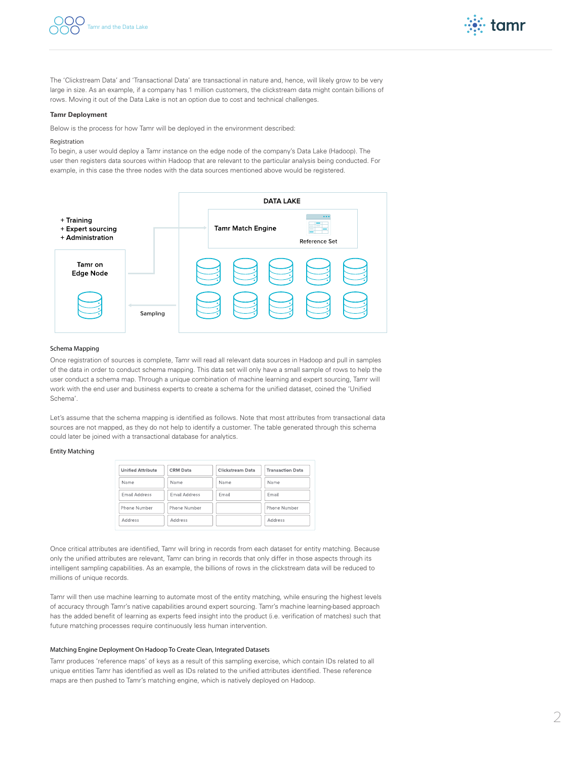The 'Clickstream Data' and 'Transactional Data' are transactional in nature and, hence, will likely grow to be very large in size. As an example, if a company has 1 million customers, the clickstream data might contain billions of rows. Moving it out of the Data Lake is not an option due to cost and technical challenges.

### Tamr Deployment

Below is the process for how Tamr will be deployed in the environment described:

#### Registration

To begin, a user would deploy a Tamr instance on the edge node of the company's Data Lake (Hadoop). The user then registers data sources within Hadoop that are relevant to the particular analysis being conducted. For example, in this case the three nodes with the data sources mentioned above would be registered.

+ Training
+ Expert sourcing
+ Administration

Tamr on Edge Node

Sampling

DATA LAKE

Tamr Match Engine

Reference Set

#### Schema Mapping

Once registration of sources is complete, Tamr will read all relevant data sources in Hadoop and pull in samples of the data in order to conduct schema mapping. This data set will only have a small sample of rows to help the user conduct a schema map. Through a unique combination of machine learning and expert sourcing, Tamr will work with the end user and business experts to create a schema for the unified dataset, coined the 'Unified Schema'.

Let's assume that the schema mapping is identified as follows. Note that most attributes from transactional data sources are not mapped, as they do not help to identify a customer. The table generated through this schema could later be joined with a transactional database for analytics.

#### Entity Matching

| Unified Attribute | CRM Data | Clickstream Data | Transaction Data |
| --- | --- | --- | --- |
| Name | Name | Name | Name |
| Email Address | Email Address | Email | Email |
| Phone Number | Phone Number | | Phone Number |
| Address | Address | | Address |

Once critical attributes are identified, Tamr will bring in records from each dataset for entity matching. Because only the unified attributes are relevant, Tamr can bring in records that only differ in those aspects through its intelligent sampling capabilities. As an example, the billions of rows in the clickstream data will be reduced to millions of unique records.

Tamr will then use machine learning to automate most of the entity matching, while ensuring the highest levels of accuracy through Tamr's native capabilities around expert sourcing. Tamr's machine learning-based approach has the added benefit of learning as experts feed insight into the product (i.e. verification of matches) such that future matching processes require continuously less human intervention.

#### Matching Engine Deployment On Hadoop To Create Clean, Integrated Datasets

Tamr produces 'reference maps' of keys as a result of this sampling exercise, which contain IDs related to all unique entities Tamr has identified as well as IDs related to the unified attributes identified. These reference maps are then pushed to Tamr's matching engine, which is natively deployed on Hadoop.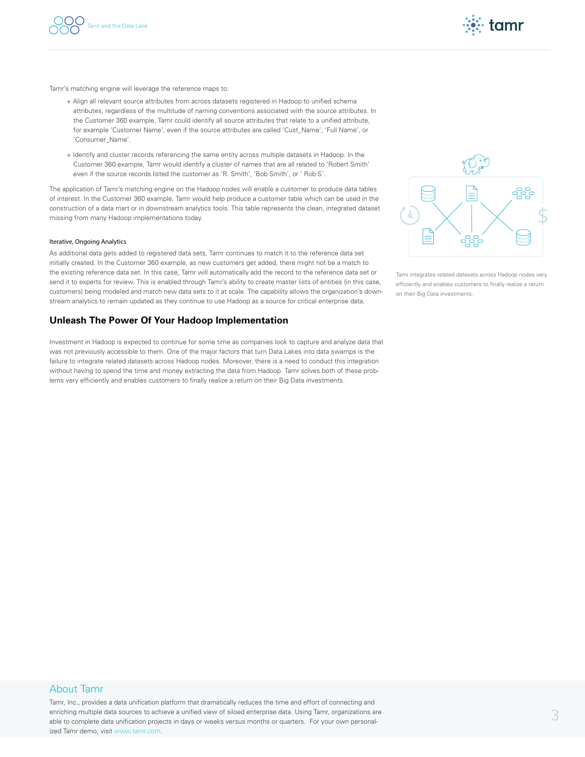Tamr's matching engine will leverage the reference maps to:

+ Align all relevant source attributes from across datasets registered in Hadoop to unified schema attributes, regardless of the multitude of naming conventions associated with the source attributes. In the Customer 360 example, Tamr could identify all source attributes that relate to a unified attribute, for example 'Customer Name', even if the source attributes are called 'Cust_Name', 'Full Name', or 'Consumer_Name'.
+ Identify and cluster records referencing the same entity across multiple datasets in Hadoop. In the Customer 360 example, Tamr would identify a cluster of names that are all related to 'Robert Smith' even if the source records listed the customer as 'R. Smith', 'Bob Smith', or ' Rob S'.

The application of Tamr's matching engine on the Hadoop nodes will enable a customer to produce data tables of interest. In the Customer 360 example, Tamr would help produce a customer table which can be used in the construction of a data mart or in downstream analytics tools. This table represents the clean, integrated dataset missing from many Hadoop implementations today.

Iterative, Ongoing Analytics

As additional data gets added to registered data sets, Tamr continues to match it to the reference data set initially created. In the Customer 360 example, as new customers get added, there might not be a match to the existing reference data set. In this case, Tamr will automatically add the record to the reference data set or send it to experts for review. This is enabled through Tamr's ability to create master lists of entities (in this case, customers) being modeled and match new data sets to it at scale. The capability allows the organization's downstream analytics to remain updated as they continue to use Hadoop as a source for critical enterprise data.

Tamr integrates related datasets across Hadoop nodes very efficiently and enables customers to finally realize a return on their Big Data investments.

## Unleash The Power Of Your Hadoop Implementation

Investment in Hadoop is expected to continue for some time as companies look to capture and analyze data that was not previously accessible to them. One of the major factors that turn Data Lakes into data swamps is the failure to integrate related datasets across Hadoop nodes. Moreover, there is a need to conduct this integration without having to spend the time and money extracting the data from Hadoop. Tamr solves both of these problems very efficiently and enables customers to finally realize a return on their Big Data investments.

## About Tamr

Tamr, Inc., provides a data unification platform that dramatically reduces the time and effort of connecting and enriching multiple data sources to achieve a unified view of siloed enterprise data. Using Tamr, organizations are able to complete data unification projects in days or weeks versus months or quarters. For your own personalized Tamr demo, visit www.tamr.com.